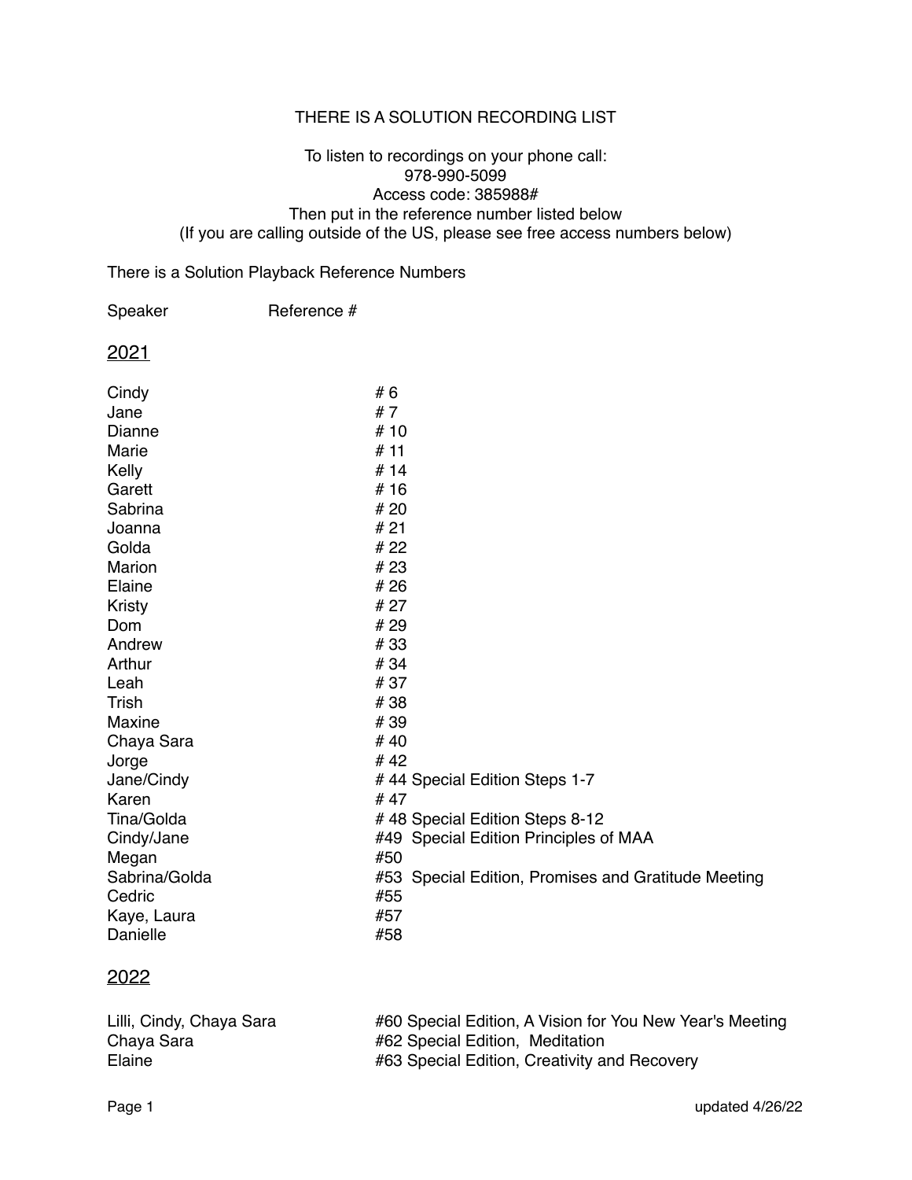# THERE IS A SOLUTION RECORDING LIST

To listen to recordings on your phone call:
978-990-5099
Access code: 385988#
Then put in the reference number listed below
(If you are calling outside of the US, please see free access numbers below)

There is a Solution Playback Reference Numbers

| Speaker | Reference # |
|---|---|
| **2021** | |
| Cindy | # 6 |
| Jane | # 7 |
| Dianne | # 10 |
| Marie | # 11 |
| Kelly | # 14 |
| Garett | # 16 |
| Sabrina | # 20 |
| Joanna | # 21 |
| Golda | # 22 |
| Marion | # 23 |
| Elaine | # 26 |
| Kristy | # 27 |
| Dom | # 29 |
| Andrew | # 33 |
| Arthur | # 34 |
| Leah | # 37 |
| Trish | # 38 |
| Maxine | # 39 |
| Chaya Sara | # 40 |
| Jorge | # 42 |
| Jane/Cindy | # 44 Special Edition Steps 1-7 |
| Karen | # 47 |
| Tina/Golda | # 48 Special Edition Steps 8-12 |
| Cindy/Jane | #49 Special Edition Principles of MAA |
| Megan | #50 |
| Sabrina/Golda | #53 Special Edition, Promises and Gratitude Meeting |
| Cedric | #55 |
| Kaye, Laura | #57 |
| Danielle | #58 |
| **2022** | |
| Lilli, Cindy, Chaya Sara | #60 Special Edition, A Vision for You New Year's Meeting |
| Chaya Sara | #62 Special Edition, Meditation |
| Elaine | #63 Special Edition, Creativity and Recovery |

updated 4/26/22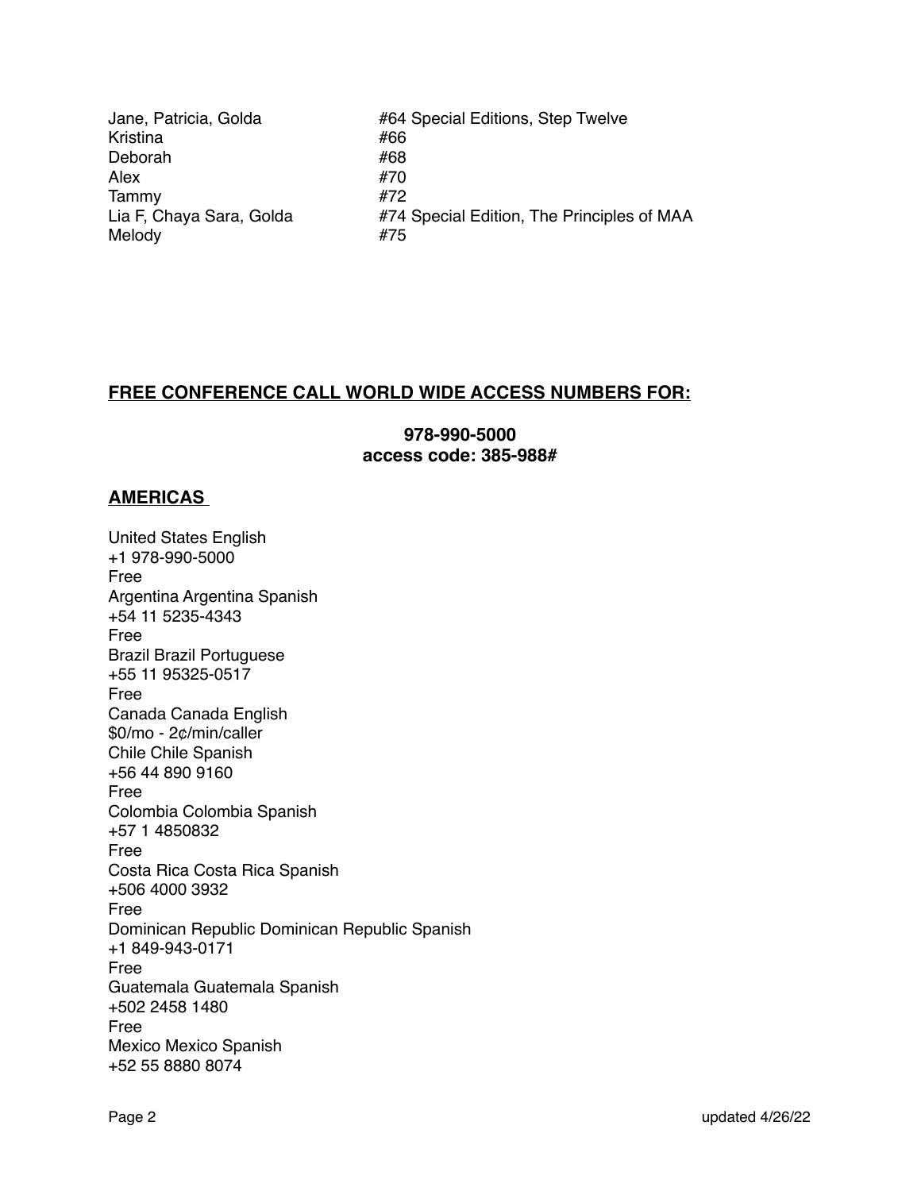| | |
|---|---|
| Jane, Patricia, Golda | #64 Special Editions, Step Twelve |
| Kristina | #66 |
| Deborah | #68 |
| Alex | #70 |
| Tammy | #72 |
| Lia F, Chaya Sara, Golda | #74 Special Edition, The Principles of MAA |
| Melody | #75 |

## **<u>FREE CONFERENCE CALL WORLD WIDE ACCESS NUMBERS FOR:</u>**

**978-990-5000**
**access code: 385-988#**

### **<u>AMERICAS</u>**

United States English
+1 978-990-5000
Free
Argentina Argentina Spanish
+54 11 5235-4343
Free
Brazil Brazil Portuguese
+55 11 95325-0517
Free
Canada Canada English
$0/mo - 2¢/min/caller
Chile Chile Spanish
+56 44 890 9160
Free
Colombia Colombia Spanish
+57 1 4850832
Free
Costa Rica Costa Rica Spanish
+506 4000 3932
Free
Dominican Republic Dominican Republic Spanish
+1 849-943-0171
Free
Guatemala Guatemala Spanish
+502 2458 1480
Free
Mexico Mexico Spanish
+52 55 8880 8074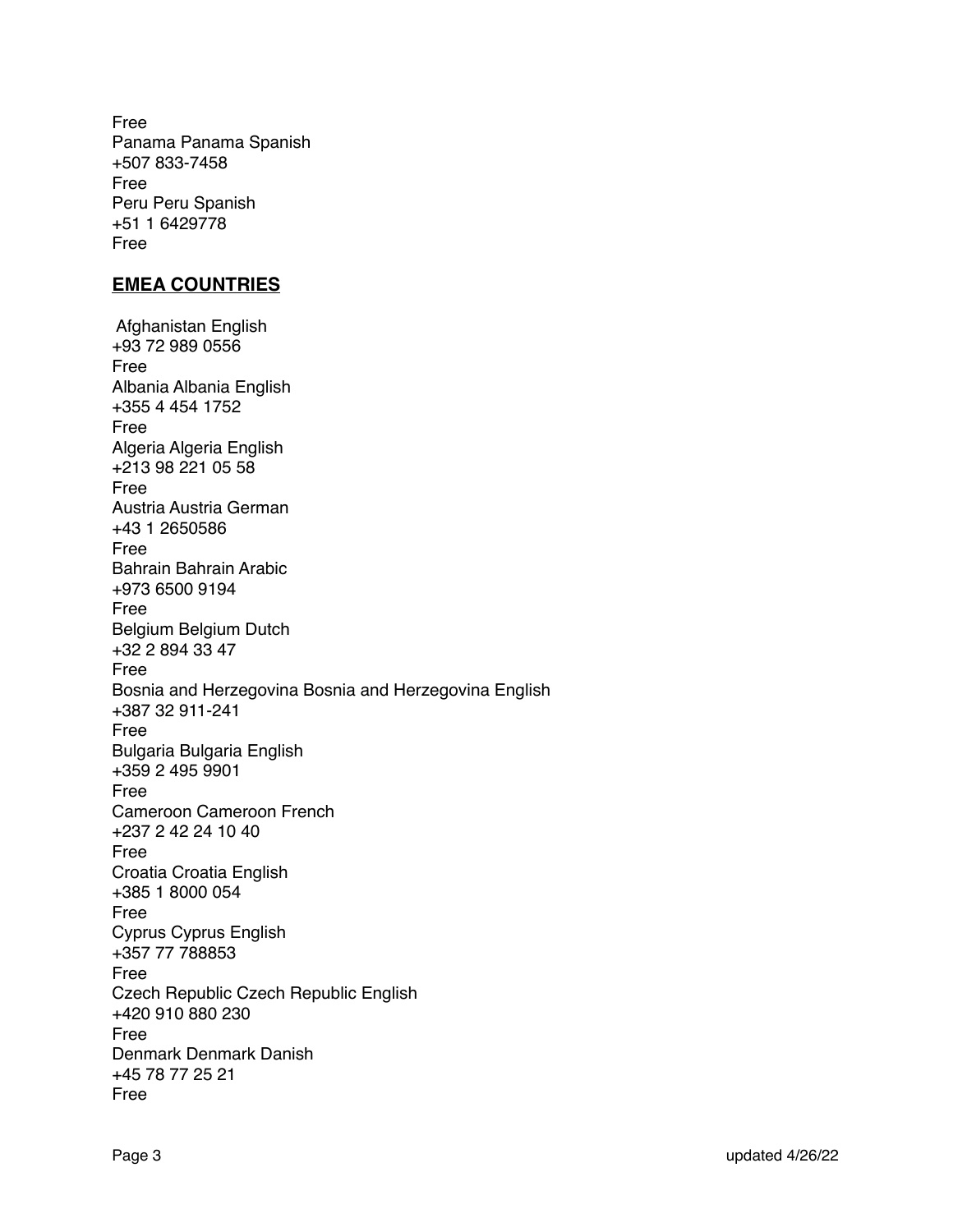Free
Panama Panama Spanish
+507 833-7458
Free
Peru Peru Spanish
+51 1 6429778
Free

## EMEA COUNTRIES

Afghanistan English
+93 72 989 0556
Free
Albania Albania English
+355 4 454 1752
Free
Algeria Algeria English
+213 98 221 05 58
Free
Austria Austria German
+43 1 2650586
Free
Bahrain Bahrain Arabic
+973 6500 9194
Free
Belgium Belgium Dutch
+32 2 894 33 47
Free
Bosnia and Herzegovina Bosnia and Herzegovina English
+387 32 911-241
Free
Bulgaria Bulgaria English
+359 2 495 9901
Free
Cameroon Cameroon French
+237 2 42 24 10 40
Free
Croatia Croatia English
+385 1 8000 054
Free
Cyprus Cyprus English
+357 77 788853
Free
Czech Republic Czech Republic English
+420 910 880 230
Free
Denmark Denmark Danish
+45 78 77 25 21
Free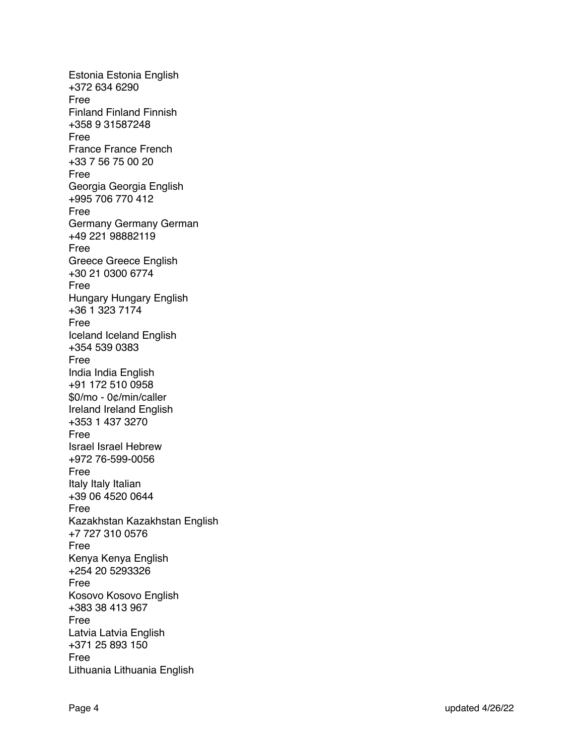Estonia Estonia English
+372 634 6290
Free
Finland Finland Finnish
+358 9 31587248
Free
France France French
+33 7 56 75 00 20
Free
Georgia Georgia English
+995 706 770 412
Free
Germany Germany German
+49 221 98882119
Free
Greece Greece English
+30 21 0300 6774
Free
Hungary Hungary English
+36 1 323 7174
Free
Iceland Iceland English
+354 539 0383
Free
India India English
+91 172 510 0958
$0/mo - 0¢/min/caller
Ireland Ireland English
+353 1 437 3270
Free
Israel Israel Hebrew
+972 76-599-0056
Free
Italy Italy Italian
+39 06 4520 0644
Free
Kazakhstan Kazakhstan English
+7 727 310 0576
Free
Kenya Kenya English
+254 20 5293326
Free
Kosovo Kosovo English
+383 38 413 967
Free
Latvia Latvia English
+371 25 893 150
Free
Lithuania Lithuania English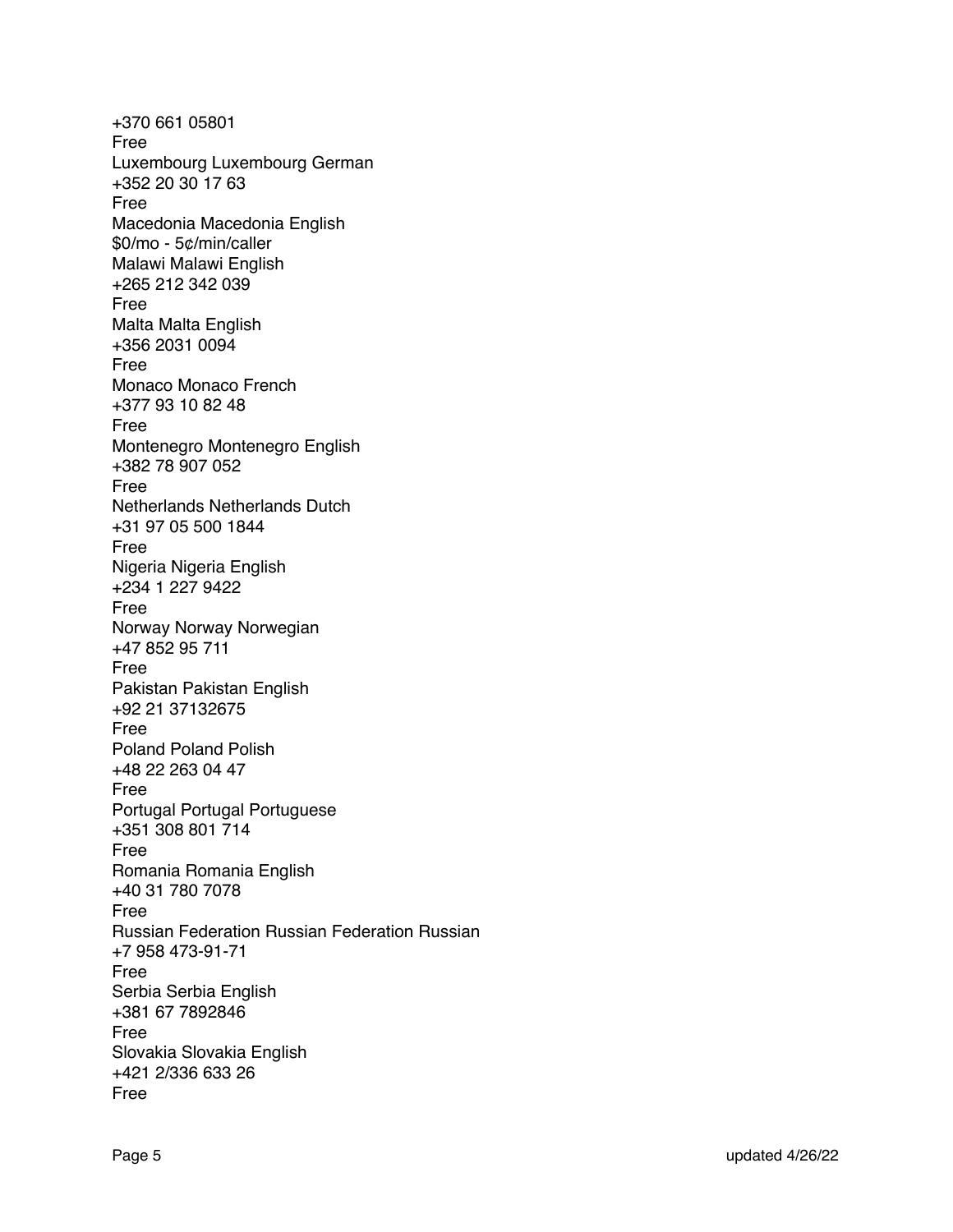+370 661 05801
Free
Luxembourg Luxembourg German
+352 20 30 17 63
Free
Macedonia Macedonia English
$0/mo - 5¢/min/caller
Malawi Malawi English
+265 212 342 039
Free
Malta Malta English
+356 2031 0094
Free
Monaco Monaco French
+377 93 10 82 48
Free
Montenegro Montenegro English
+382 78 907 052
Free
Netherlands Netherlands Dutch
+31 97 05 500 1844
Free
Nigeria Nigeria English
+234 1 227 9422
Free
Norway Norway Norwegian
+47 852 95 711
Free
Pakistan Pakistan English
+92 21 37132675
Free
Poland Poland Polish
+48 22 263 04 47
Free
Portugal Portugal Portuguese
+351 308 801 714
Free
Romania Romania English
+40 31 780 7078
Free
Russian Federation Russian Federation Russian
+7 958 473-91-71
Free
Serbia Serbia English
+381 67 7892846
Free
Slovakia Slovakia English
+421 2/336 633 26
Free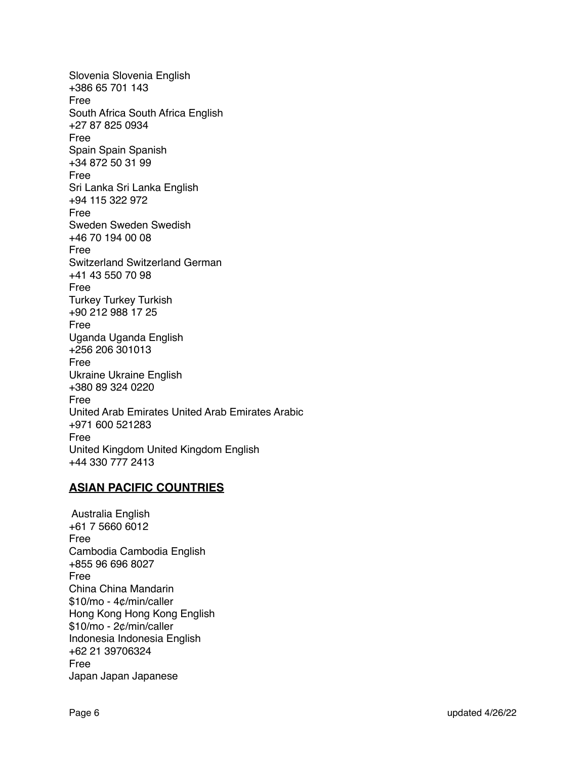Slovenia Slovenia English
+386 65 701 143
Free
South Africa South Africa English
+27 87 825 0934
Free
Spain Spain Spanish
+34 872 50 31 99
Free
Sri Lanka Sri Lanka English
+94 115 322 972
Free
Sweden Sweden Swedish
+46 70 194 00 08
Free
Switzerland Switzerland German
+41 43 550 70 98
Free
Turkey Turkey Turkish
+90 212 988 17 25
Free
Uganda Uganda English
+256 206 301013
Free
Ukraine Ukraine English
+380 89 324 0220
Free
United Arab Emirates United Arab Emirates Arabic
+971 600 521283
Free
United Kingdom United Kingdom English
+44 330 777 2413

## **ASIAN PACIFIC COUNTRIES**

Australia English
+61 7 5660 6012
Free
Cambodia Cambodia English
+855 96 696 8027
Free
China China Mandarin
$10/mo - 4¢/min/caller
Hong Kong Hong Kong English
$10/mo - 2¢/min/caller
Indonesia Indonesia English
+62 21 39706324
Free
Japan Japan Japanese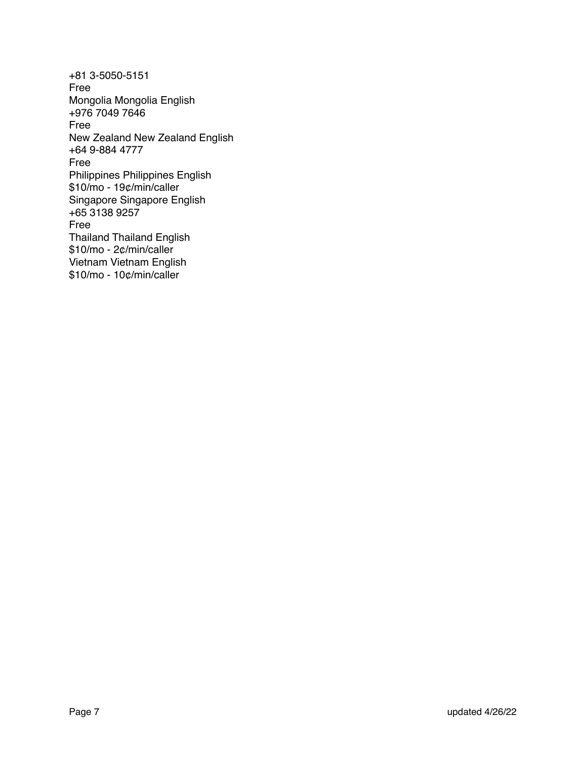+81 3-5050-5151
Free
Mongolia Mongolia English
+976 7049 7646
Free
New Zealand New Zealand English
+64 9-884 4777
Free
Philippines Philippines English
$10/mo - 19¢/min/caller
Singapore Singapore English
+65 3138 9257
Free
Thailand Thailand English
$10/mo - 2¢/min/caller
Vietnam Vietnam English
$10/mo - 10¢/min/caller

updated 4/26/22